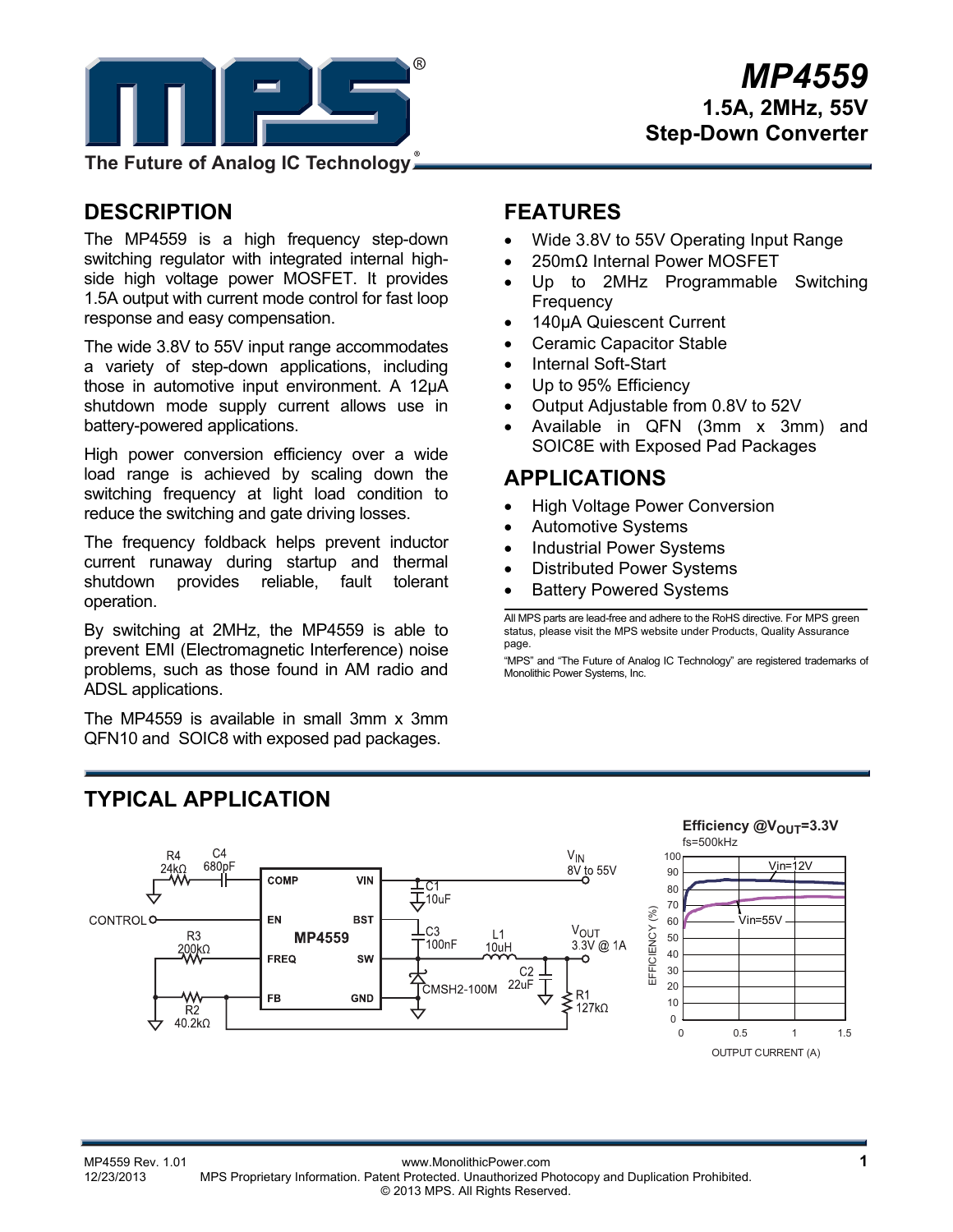# MP4559

## 1.5A, 2MHz, 55V Step-Down Converter

The Future of Analog IC Technology

## DESCRIPTION

The MP4559 is a high frequency step-down switching regulator with integrated internal high-side high voltage power MOSFET. It provides 1.5A output with current mode control for fast loop response and easy compensation.

The wide 3.8V to 55V input range accommodates a variety of step-down applications, including those in automotive input environment. A 12µA shutdown mode supply current allows use in battery-powered applications.

High power conversion efficiency over a wide load range is achieved by scaling down the switching frequency at light load condition to reduce the switching and gate driving losses.

The frequency foldback helps prevent inductor current runaway during startup and thermal shutdown provides reliable, fault tolerant operation.

By switching at 2MHz, the MP4559 is able to prevent EMI (Electromagnetic Interference) noise problems, such as those found in AM radio and ADSL applications.

The MP4559 is available in small 3mm x 3mm QFN10 and SOIC8 with exposed pad packages.

## FEATURES

- Wide 3.8V to 55V Operating Input Range
- 250mΩ Internal Power MOSFET
- Up to 2MHz Programmable Switching Frequency
- 140µA Quiescent Current
- Ceramic Capacitor Stable
- Internal Soft-Start
- Up to 95% Efficiency
- Output Adjustable from 0.8V to 52V
- Available in QFN (3mm x 3mm) and SOIC8E with Exposed Pad Packages

## APPLICATIONS

- High Voltage Power Conversion
- Automotive Systems
- Industrial Power Systems
- Distributed Power Systems
- Battery Powered Systems

All MPS parts are lead-free and adhere to the RoHS directive. For MPS green status, please visit the MPS website under Products, Quality Assurance page.

"MPS" and "The Future of Analog IC Technology" are registered trademarks of Monolithic Power Systems, Inc.

## TYPICAL APPLICATION

Schematic: MP4559 with pins COMP, EN, FREQ, FB, VIN, BST, SW, GND. R4 24kΩ and C4 680pF (COMP to ground); CONTROL to EN; R3 200kΩ (FREQ to ground); R2 40.2kΩ (FB to ground); C1 10uF (VIN decoupling); $V_{IN}$ 8V to 55V; C3 100nF (BST to SW); L1 10uH; CMSH2-100M diode; C2 22uF; R1 127kΩ (FB to $V_{OUT}$); $V_{OUT}$ 3.3V @ 1A.

**Efficiency @$V_{OUT}$=3.3V**
fs=500kHz

Graph: EFFICIENCY (%) (0 to 100) vs. OUTPUT CURRENT (A) (0 to 1.5); curves for Vin=12V and Vin=55V.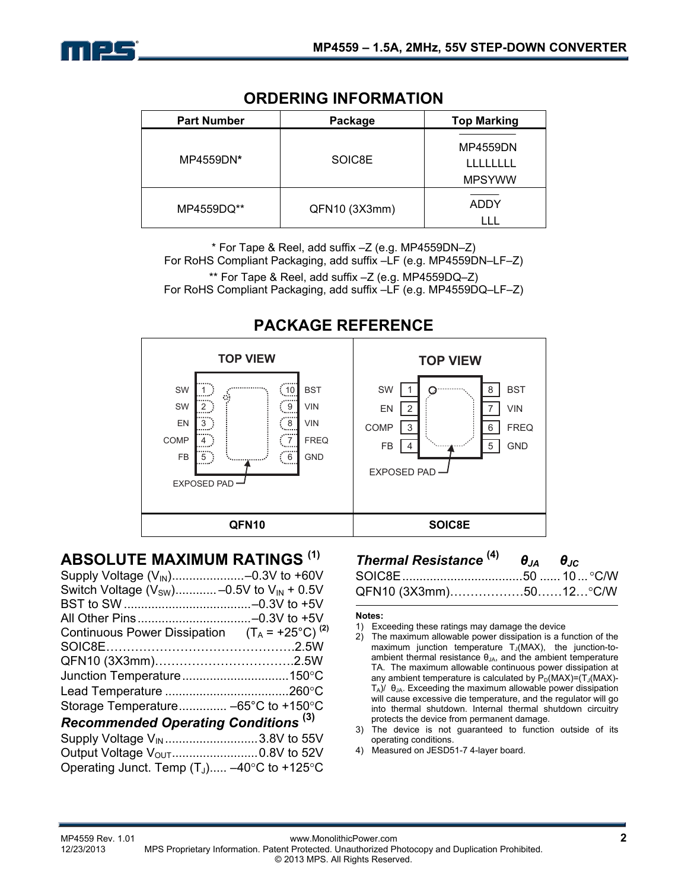## ORDERING INFORMATION

| Part Number | Package | Top Marking |
|---|---|---|
| MP4559DN* | SOIC8E | MP4559DN LLLLLLLL MPSYWW |
| MP4559DQ** | QFN10 (3X3mm) | ADDY LLL |

\* For Tape & Reel, add suffix –Z (e.g. MP4559DN–Z)
For RoHS Compliant Packaging, add suffix –LF (e.g. MP4559DN–LF–Z)

\** For Tape & Reel, add suffix –Z (e.g. MP4559DQ–Z)
For RoHS Compliant Packaging, add suffix –LF (e.g. MP4559DQ–LF–Z)

## PACKAGE REFERENCE

**QFN10 — TOP VIEW**

| Pin | Name | Pin | Name |
|---|---|---|---|
| 1 | SW | 10 | BST |
| 2 | SW | 9 | VIN |
| 3 | EN | 8 | VIN |
| 4 | COMP | 7 | FREQ |
| 5 | FB | 6 | GND |

EXPOSED PAD

**SOIC8E — TOP VIEW**

| Pin | Name | Pin | Name |
|---|---|---|---|
| 1 | SW | 8 | BST |
| 2 | EN | 7 | VIN |
| 3 | COMP | 6 | FREQ |
| 4 | FB | 5 | GND |

EXPOSED PAD

## ABSOLUTE MAXIMUM RATINGS [(1)]

Supply Voltage ($V_{IN}$) .................... –0.3V to +60V
Switch Voltage ($V_{SW}$) ............ –0.5V to $V_{IN}$ + 0.5V
BST to SW .................................... –0.3V to +5V
All Other Pins ................................ –0.3V to +5V
Continuous Power Dissipation ($T_A$ = +25°C) [(2)]
SOIC8E ................................................ 2.5W
QFN10 (3X3mm) ..................................... 2.5W
Junction Temperature .............................. 150°C
Lead Temperature ................................... 260°C
Storage Temperature ............. –65°C to +150°C

### *Recommended Operating Conditions* [(3)]

Supply Voltage $V_{IN}$ ........................... 3.8V to 55V
Output Voltage $V_{OUT}$ ......................... 0.8V to 52V
Operating Junct. Temp ($T_J$)..... –40°C to +125°C

### *Thermal Resistance* [(4)]

| | $\theta_{JA}$ | $\theta_{JC}$ | |
|---|---|---|---|
| SOIC8E | 50 | 10 | °C/W |
| QFN10 (3X3mm) | 50 | 12 | °C/W |

**Notes:**

1) Exceeding these ratings may damage the device
2) The maximum allowable power dissipation is a function of the maximum junction temperature $T_J$(MAX), the junction-to-ambient thermal resistance $\theta_{JA}$, and the ambient temperature TA. The maximum allowable continuous power dissipation at any ambient temperature is calculated by $P_D(MAX)=(T_J(MAX)-T_A)/\theta_{JA}$. Exceeding the maximum allowable power dissipation will cause excessive die temperature, and the regulator will go into thermal shutdown. Internal thermal shutdown circuitry protects the device from permanent damage.
3) The device is not guaranteed to function outside of its operating conditions.
4) Measured on JESD51-7 4-layer board.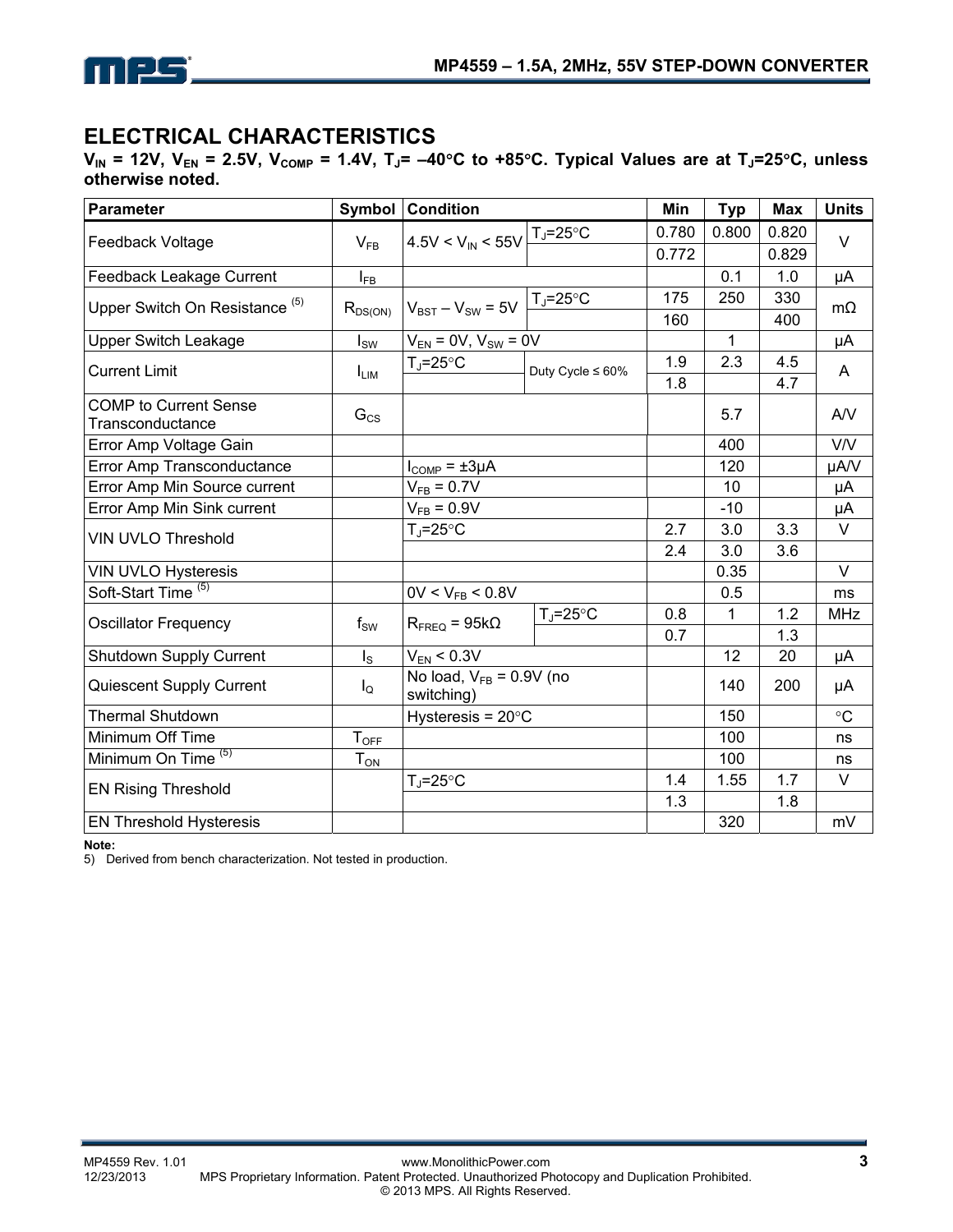## ELECTRICAL CHARACTERISTICS

**$V_{IN}$ = 12V, $V_{EN}$ = 2.5V, $V_{COMP}$ = 1.4V, $T_J$= –40°C to +85°C. Typical Values are at $T_J$=25°C, unless otherwise noted.**

| Parameter | Symbol | Condition | | Min | Typ | Max | Units |
|---|---|---|---|---|---|---|---|
| Feedback Voltage | $V_{FB}$ | 4.5V < $V_{IN}$ < 55V | $T_J$=25°C | 0.780 | 0.800 | 0.820 | V |
| | | | | 0.772 | | 0.829 | |
| Feedback Leakage Current | $I_{FB}$ | | | | 0.1 | 1.0 | μA |
| Upper Switch On Resistance [5] | $R_{DS(ON)}$ | $V_{BST}$ – $V_{SW}$ = 5V | $T_J$=25°C | 175 | 250 | 330 | mΩ |
| | | | | 160 | | 400 | |
| Upper Switch Leakage | $I_{SW}$ | $V_{EN}$ = 0V, $V_{SW}$ = 0V | | | 1 | | μA |
| Current Limit | $I_{LIM}$ | $T_J$=25°C | Duty Cycle ≤ 60% | 1.9 | 2.3 | 4.5 | A |
| | | | | 1.8 | | 4.7 | |
| COMP to Current Sense Transconductance | $G_{CS}$ | | | | 5.7 | | A/V |
| Error Amp Voltage Gain | | | | | 400 | | V/V |
| Error Amp Transconductance | | $I_{COMP}$ = ±3μA | | | 120 | | μA/V |
| Error Amp Min Source current | | $V_{FB}$ = 0.7V | | | 10 | | μA |
| Error Amp Min Sink current | | $V_{FB}$ = 0.9V | | | -10 | | μA |
| VIN UVLO Threshold | | $T_J$=25°C | | 2.7 | 3.0 | 3.3 | V |
| | | | | 2.4 | 3.0 | 3.6 | |
| VIN UVLO Hysteresis | | | | | 0.35 | | V |
| Soft-Start Time [5] | | 0V < $V_{FB}$ < 0.8V | | | 0.5 | | ms |
| Oscillator Frequency | $f_{SW}$ | $R_{FREQ}$ = 95kΩ | $T_J$=25°C | 0.8 | 1 | 1.2 | MHz |
| | | | | 0.7 | | 1.3 | |
| Shutdown Supply Current | $I_S$ | $V_{EN}$ < 0.3V | | | 12 | 20 | μA |
| Quiescent Supply Current | $I_Q$ | No load, $V_{FB}$ = 0.9V (no switching) | | | 140 | 200 | μA |
| Thermal Shutdown | | Hysteresis = 20°C | | | 150 | | °C |
| Minimum Off Time | $T_{OFF}$ | | | | 100 | | ns |
| Minimum On Time [5] | $T_{ON}$ | | | | 100 | | ns |
| EN Rising Threshold | | $T_J$=25°C | | 1.4 | 1.55 | 1.7 | V |
| | | | | 1.3 | | 1.8 | |
| EN Threshold Hysteresis | | | | | 320 | | mV |

**Note:**

5) Derived from bench characterization. Not tested in production.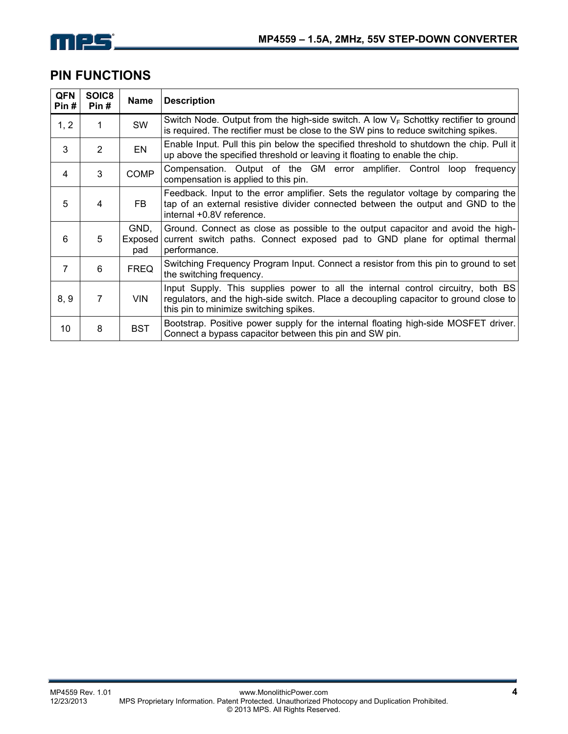## PIN FUNCTIONS

| QFN Pin # | SOIC8 Pin # | Name | Description |
|---|---|---|---|
| 1, 2 | 1 | SW | Switch Node. Output from the high-side switch. A low $V_F$ Schottky rectifier to ground is required. The rectifier must be close to the SW pins to reduce switching spikes. |
| 3 | 2 | EN | Enable Input. Pull this pin below the specified threshold to shutdown the chip. Pull it up above the specified threshold or leaving it floating to enable the chip. |
| 4 | 3 | COMP | Compensation. Output of the GM error amplifier. Control loop frequency compensation is applied to this pin. |
| 5 | 4 | FB | Feedback. Input to the error amplifier. Sets the regulator voltage by comparing the tap of an external resistive divider connected between the output and GND to the internal +0.8V reference. |
| 6 | 5 | GND, Exposed pad | Ground. Connect as close as possible to the output capacitor and avoid the high-current switch paths. Connect exposed pad to GND plane for optimal thermal performance. |
| 7 | 6 | FREQ | Switching Frequency Program Input. Connect a resistor from this pin to ground to set the switching frequency. |
| 8, 9 | 7 | VIN | Input Supply. This supplies power to all the internal control circuitry, both BS regulators, and the high-side switch. Place a decoupling capacitor to ground close to this pin to minimize switching spikes. |
| 10 | 8 | BST | Bootstrap. Positive power supply for the internal floating high-side MOSFET driver. Connect a bypass capacitor between this pin and SW pin. |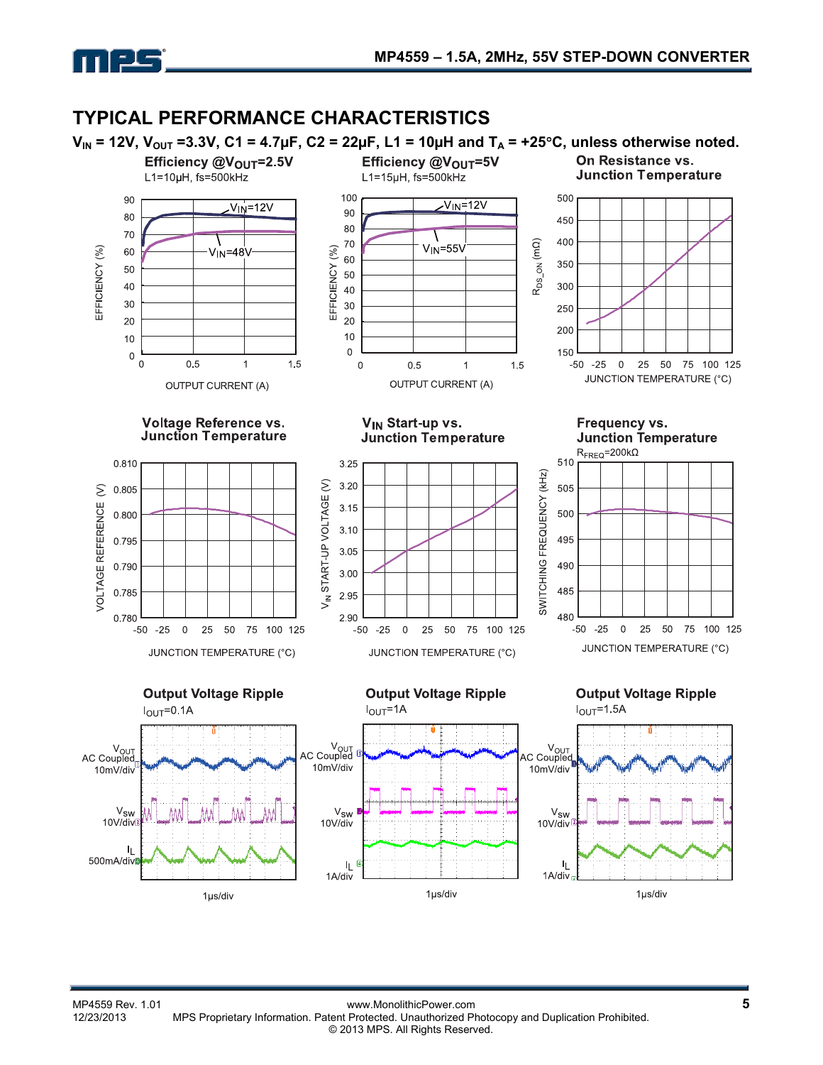## TYPICAL PERFORMANCE CHARACTERISTICS

**$V_{IN}$ = 12V, $V_{OUT}$ =3.3V, C1 = 4.7µF, C2 = 22µF, L1 = 10µH and $T_A$ = +25°C, unless otherwise noted.**

**Efficiency @$V_{OUT}$=2.5V**
L1=10µH, fs=500kHz

EFFICIENCY (%) vs. OUTPUT CURRENT (A); curves: $V_{IN}$=12V, $V_{IN}$=48V

**Efficiency @$V_{OUT}$=5V**
L1=15µH, fs=500kHz

EFFICIENCY (%) vs. OUTPUT CURRENT (A); curves: $V_{IN}$=12V, $V_{IN}$=55V

**On Resistance vs. Junction Temperature**

$R_{DS\_ON}$ (mΩ) vs. JUNCTION TEMPERATURE (°C)

**Voltage Reference vs. Junction Temperature**

VOLTAGE REFERENCE (V) vs. JUNCTION TEMPERATURE (°C)

**$V_{IN}$ Start-up vs. Junction Temperature**

$V_{IN}$ START-UP VOLTAGE (V) vs. JUNCTION TEMPERATURE (°C)

**Frequency vs. Junction Temperature**
$R_{FREQ}$=200kΩ

SWITCHING FREQUENCY (kHz) vs. JUNCTION TEMPERATURE (°C)

**Output Voltage Ripple**
$I_{OUT}$=0.1A

$V_{OUT}$ AC Coupled 10mV/div; $V_{SW}$ 10V/div; $I_L$ 500mA/div; 1µs/div

**Output Voltage Ripple**
$I_{OUT}$=1A

$V_{OUT}$ AC Coupled 10mV/div; $V_{SW}$ 10V/div; $I_L$ 1A/div; 1µs/div

**Output Voltage Ripple**
$I_{OUT}$=1.5A

$V_{OUT}$ AC Coupled 10mV/div; $V_{SW}$ 10V/div; $I_L$ 1A/div; 1µs/div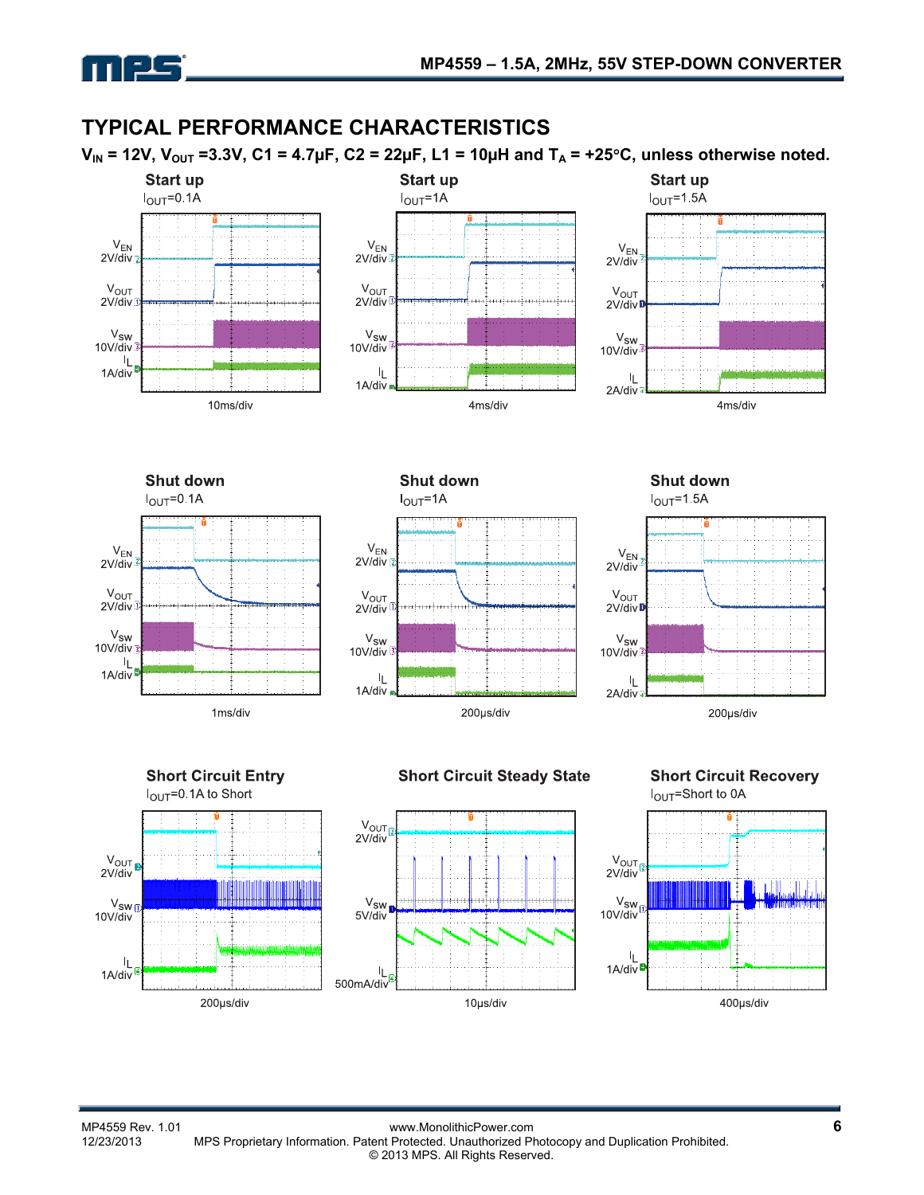## TYPICAL PERFORMANCE CHARACTERISTICS

**$V_{IN}$ = 12V, $V_{OUT}$ =3.3V, C1 = 4.7µF, C2 = 22µF, L1 = 10µH and $T_A$ = +25°C, unless otherwise noted.**

**Start up**

$I_{OUT}$=0.1A

$V_{EN}$ 2V/div

$V_{OUT}$ 2V/div

$V_{SW}$ 10V/div

$I_L$ 1A/div

10ms/div

**Start up**

$I_{OUT}$=1A

$V_{EN}$ 2V/div

$V_{OUT}$ 2V/div

$V_{SW}$ 10V/div

$I_L$ 1A/div

4ms/div

**Start up**

$I_{OUT}$=1.5A

$V_{EN}$ 2V/div

$V_{OUT}$ 2V/div

$V_{SW}$ 10V/div

$I_L$ 2A/div

4ms/div

**Shut down**

$I_{OUT}$=0.1A

$V_{EN}$ 2V/div

$V_{OUT}$ 2V/div

$V_{SW}$ 10V/div

$I_L$ 1A/div

1ms/div

**Shut down**

$I_{OUT}$=1A

$V_{EN}$ 2V/div

$V_{OUT}$ 2V/div

$V_{SW}$ 10V/div

$I_L$ 1A/div

200µs/div

**Shut down**

$I_{OUT}$=1.5A

$V_{EN}$ 2V/div

$V_{OUT}$ 2V/div

$V_{SW}$ 10V/div

$I_L$ 2A/div

200µs/div

**Short Circuit Entry**

$I_{OUT}$=0.1A to Short

$V_{OUT}$ 2V/div

$V_{SW}$ 10V/div

$I_L$ 1A/div

200µs/div

**Short Circuit Steady State**

$V_{OUT}$ 2V/div

$V_{SW}$ 5V/div

$I_L$ 500mA/div

10µs/div

**Short Circuit Recovery**

$I_{OUT}$=Short to 0A

$V_{OUT}$ 2V/div

$V_{SW}$ 10V/div

$I_L$ 1A/div

400µs/div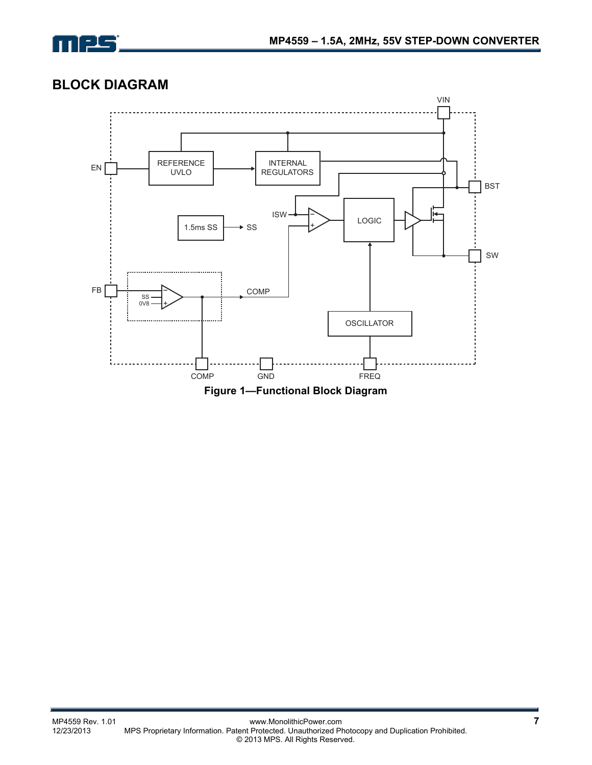# BLOCK DIAGRAM

Figure 1—Functional Block Diagram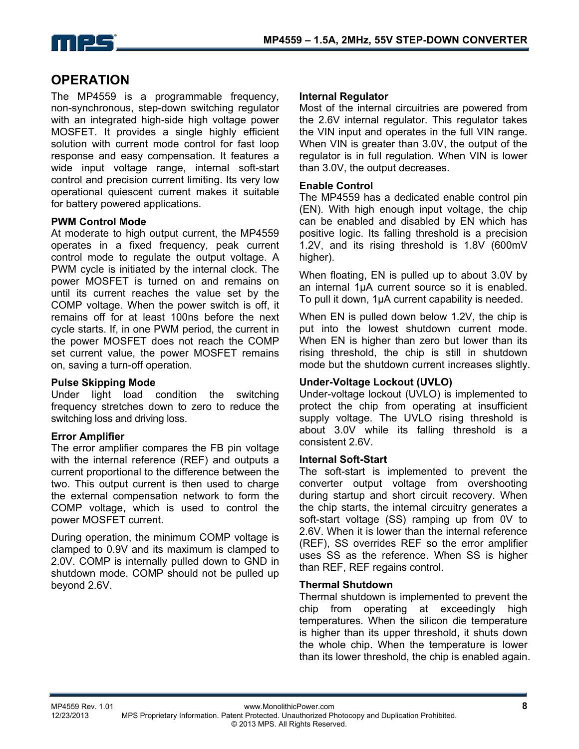## OPERATION

The MP4559 is a programmable frequency, non-synchronous, step-down switching regulator with an integrated high-side high voltage power MOSFET. It provides a single highly efficient solution with current mode control for fast loop response and easy compensation. It features a wide input voltage range, internal soft-start control and precision current limiting. Its very low operational quiescent current makes it suitable for battery powered applications.

### PWM Control Mode

At moderate to high output current, the MP4559 operates in a fixed frequency, peak current control mode to regulate the output voltage. A PWM cycle is initiated by the internal clock. The power MOSFET is turned on and remains on until its current reaches the value set by the COMP voltage. When the power switch is off, it remains off for at least 100ns before the next cycle starts. If, in one PWM period, the current in the power MOSFET does not reach the COMP set current value, the power MOSFET remains on, saving a turn-off operation.

### Pulse Skipping Mode

Under light load condition the switching frequency stretches down to zero to reduce the switching loss and driving loss.

### Error Amplifier

The error amplifier compares the FB pin voltage with the internal reference (REF) and outputs a current proportional to the difference between the two. This output current is then used to charge the external compensation network to form the COMP voltage, which is used to control the power MOSFET current.

During operation, the minimum COMP voltage is clamped to 0.9V and its maximum is clamped to 2.0V. COMP is internally pulled down to GND in shutdown mode. COMP should not be pulled up beyond 2.6V.

### Internal Regulator

Most of the internal circuitries are powered from the 2.6V internal regulator. This regulator takes the VIN input and operates in the full VIN range. When VIN is greater than 3.0V, the output of the regulator is in full regulation. When VIN is lower than 3.0V, the output decreases.

### Enable Control

The MP4559 has a dedicated enable control pin (EN). With high enough input voltage, the chip can be enabled and disabled by EN which has positive logic. Its falling threshold is a precision 1.2V, and its rising threshold is 1.8V (600mV higher).

When floating, EN is pulled up to about 3.0V by an internal 1µA current source so it is enabled. To pull it down, 1µA current capability is needed.

When EN is pulled down below 1.2V, the chip is put into the lowest shutdown current mode. When EN is higher than zero but lower than its rising threshold, the chip is still in shutdown mode but the shutdown current increases slightly.

### Under-Voltage Lockout (UVLO)

Under-voltage lockout (UVLO) is implemented to protect the chip from operating at insufficient supply voltage. The UVLO rising threshold is about 3.0V while its falling threshold is a consistent 2.6V.

### Internal Soft-Start

The soft-start is implemented to prevent the converter output voltage from overshooting during startup and short circuit recovery. When the chip starts, the internal circuitry generates a soft-start voltage (SS) ramping up from 0V to 2.6V. When it is lower than the internal reference (REF), SS overrides REF so the error amplifier uses SS as the reference. When SS is higher than REF, REF regains control.

### Thermal Shutdown

Thermal shutdown is implemented to prevent the chip from operating at exceedingly high temperatures. When the silicon die temperature is higher than its upper threshold, it shuts down the whole chip. When the temperature is lower than its lower threshold, the chip is enabled again.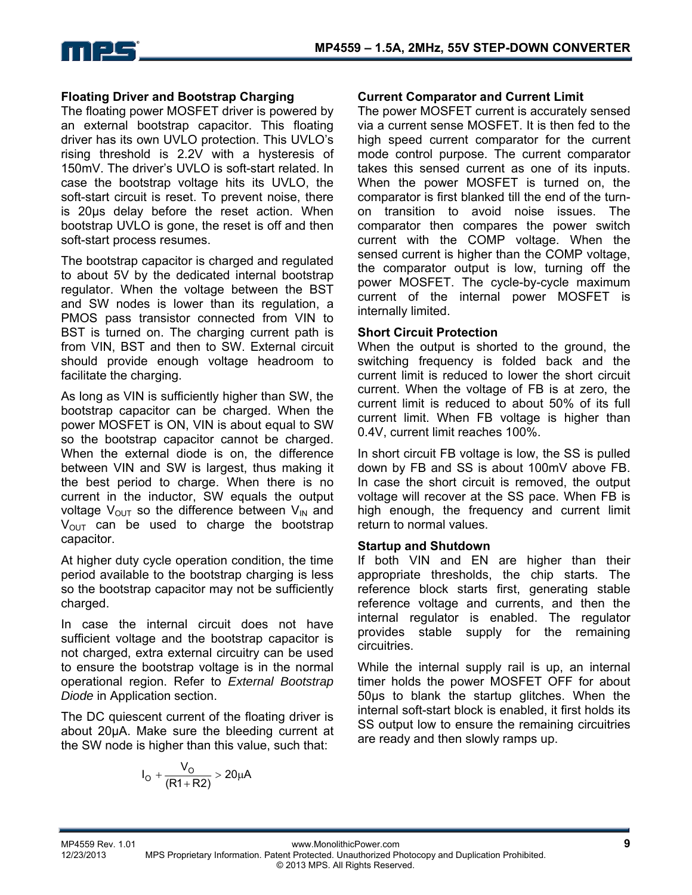### Floating Driver and Bootstrap Charging

The floating power MOSFET driver is powered by an external bootstrap capacitor. This floating driver has its own UVLO protection. This UVLO's rising threshold is 2.2V with a hysteresis of 150mV. The driver's UVLO is soft-start related. In case the bootstrap voltage hits its UVLO, the soft-start circuit is reset. To prevent noise, there is 20µs delay before the reset action. When bootstrap UVLO is gone, the reset is off and then soft-start process resumes.

The bootstrap capacitor is charged and regulated to about 5V by the dedicated internal bootstrap regulator. When the voltage between the BST and SW nodes is lower than its regulation, a PMOS pass transistor connected from VIN to BST is turned on. The charging current path is from VIN, BST and then to SW. External circuit should provide enough voltage headroom to facilitate the charging.

As long as VIN is sufficiently higher than SW, the bootstrap capacitor can be charged. When the power MOSFET is ON, VIN is about equal to SW so the bootstrap capacitor cannot be charged. When the external diode is on, the difference between VIN and SW is largest, thus making it the best period to charge. When there is no current in the inductor, SW equals the output voltage $V_{OUT}$ so the difference between $V_{IN}$ and $V_{OUT}$ can be used to charge the bootstrap capacitor.

At higher duty cycle operation condition, the time period available to the bootstrap charging is less so the bootstrap capacitor may not be sufficiently charged.

In case the internal circuit does not have sufficient voltage and the bootstrap capacitor is not charged, extra external circuitry can be used to ensure the bootstrap voltage is in the normal operational region. Refer to *External Bootstrap Diode* in Application section.

The DC quiescent current of the floating driver is about 20µA. Make sure the bleeding current at the SW node is higher than this value, such that:

$$I_O + \frac{V_O}{(R1 + R2)} > 20\mu A$$

### Current Comparator and Current Limit

The power MOSFET current is accurately sensed via a current sense MOSFET. It is then fed to the high speed current comparator for the current mode control purpose. The current comparator takes this sensed current as one of its inputs. When the power MOSFET is turned on, the comparator is first blanked till the end of the turn-on transition to avoid noise issues. The comparator then compares the power switch current with the COMP voltage. When the sensed current is higher than the COMP voltage, the comparator output is low, turning off the power MOSFET. The cycle-by-cycle maximum current of the internal power MOSFET is internally limited.

### Short Circuit Protection

When the output is shorted to the ground, the switching frequency is folded back and the current limit is reduced to lower the short circuit current. When the voltage of FB is at zero, the current limit is reduced to about 50% of its full current limit. When FB voltage is higher than 0.4V, current limit reaches 100%.

In short circuit FB voltage is low, the SS is pulled down by FB and SS is about 100mV above FB. In case the short circuit is removed, the output voltage will recover at the SS pace. When FB is high enough, the frequency and current limit return to normal values.

### Startup and Shutdown

If both VIN and EN are higher than their appropriate thresholds, the chip starts. The reference block starts first, generating stable reference voltage and currents, and then the internal regulator is enabled. The regulator provides stable supply for the remaining circuitries.

While the internal supply rail is up, an internal timer holds the power MOSFET OFF for about 50µs to blank the startup glitches. When the internal soft-start block is enabled, it first holds its SS output low to ensure the remaining circuitries are ready and then slowly ramps up.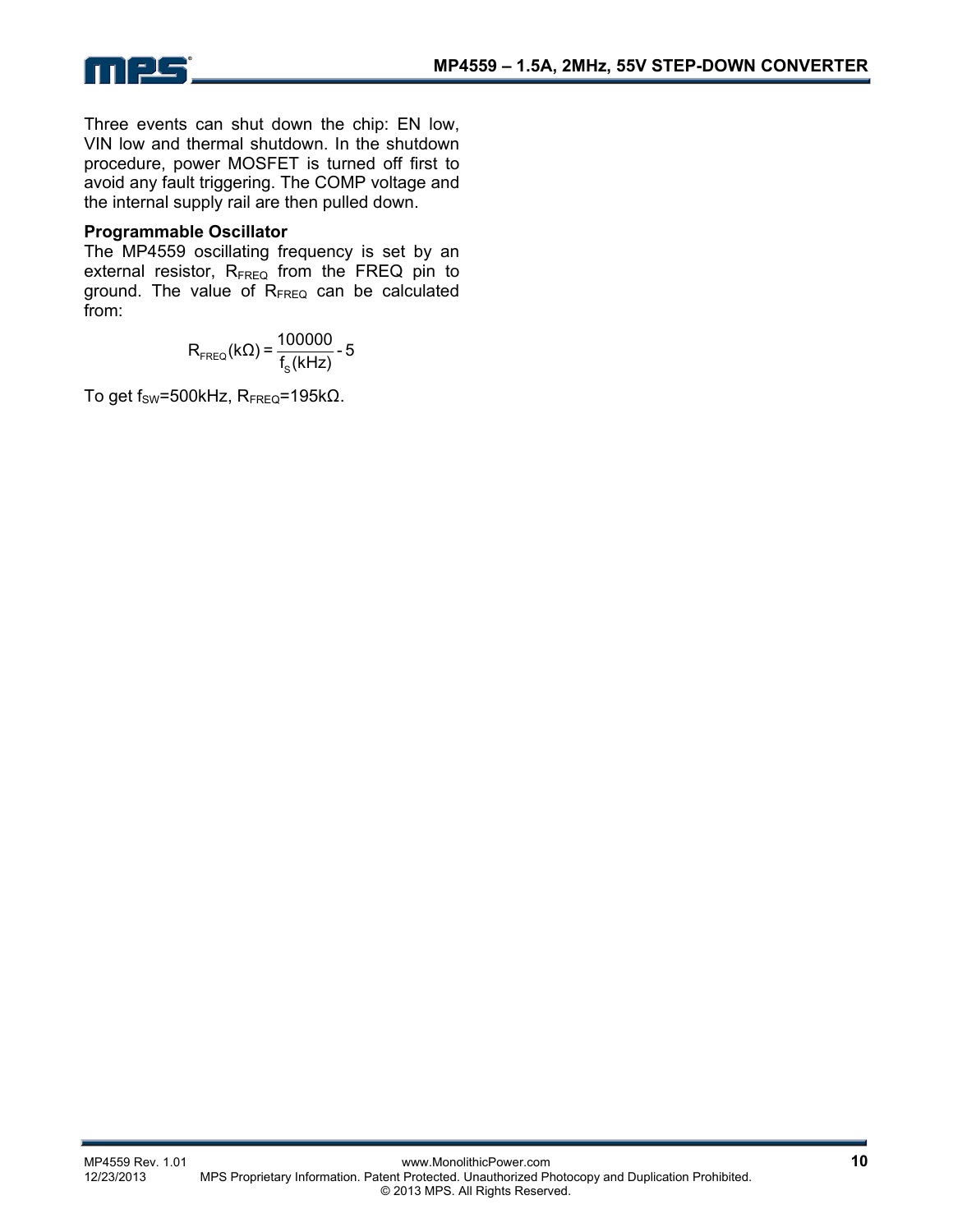Three events can shut down the chip: EN low, VIN low and thermal shutdown. In the shutdown procedure, power MOSFET is turned off first to avoid any fault triggering. The COMP voltage and the internal supply rail are then pulled down.

**Programmable Oscillator**

The MP4559 oscillating frequency is set by an external resistor, $R_{FREQ}$ from the FREQ pin to ground. The value of $R_{FREQ}$ can be calculated from:

$$R_{FREQ}(k\Omega) = \frac{100000}{f_S(kHz)} - 5$$

To get $f_{SW}$=500kHz, $R_{FREQ}$=195kΩ.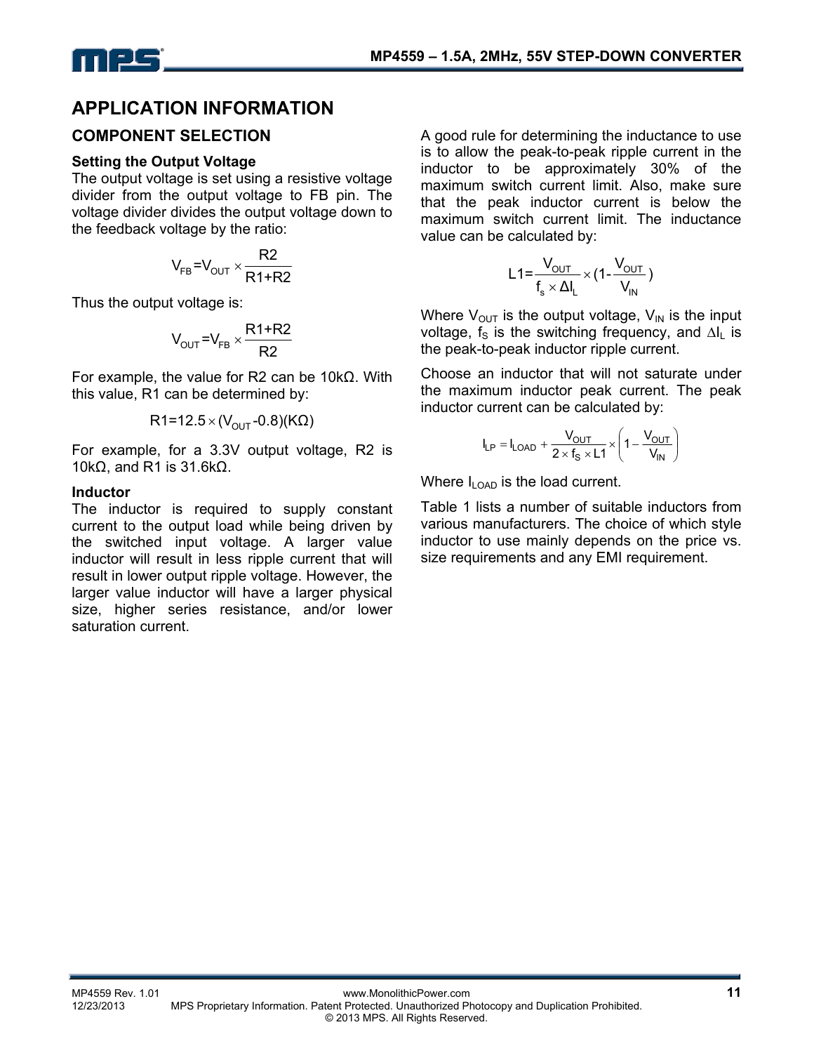# APPLICATION INFORMATION

## COMPONENT SELECTION

### Setting the Output Voltage

The output voltage is set using a resistive voltage divider from the output voltage to FB pin. The voltage divider divides the output voltage down to the feedback voltage by the ratio:

$$V_{FB}=V_{OUT}\times\frac{R2}{R1+R2}$$

Thus the output voltage is:

$$V_{OUT}=V_{FB}\times\frac{R1+R2}{R2}$$

For example, the value for R2 can be 10kΩ. With this value, R1 can be determined by:

$$R1=12.5\times(V_{OUT}-0.8)(K\Omega)$$

For example, for a 3.3V output voltage, R2 is 10kΩ, and R1 is 31.6kΩ.

### Inductor

The inductor is required to supply constant current to the output load while being driven by the switched input voltage. A larger value inductor will result in less ripple current that will result in lower output ripple voltage. However, the larger value inductor will have a larger physical size, higher series resistance, and/or lower saturation current.

A good rule for determining the inductance to use is to allow the peak-to-peak ripple current in the inductor to be approximately 30% of the maximum switch current limit. Also, make sure that the peak inductor current is below the maximum switch current limit. The inductance value can be calculated by:

$$L1=\frac{V_{OUT}}{f_s\times\Delta I_L}\times(1-\frac{V_{OUT}}{V_{IN}})$$

Where $V_{OUT}$ is the output voltage, $V_{IN}$ is the input voltage, $f_S$ is the switching frequency, and $\Delta I_L$ is the peak-to-peak inductor ripple current.

Choose an inductor that will not saturate under the maximum inductor peak current. The peak inductor current can be calculated by:

$$I_{LP}=I_{LOAD}+\frac{V_{OUT}}{2\times f_S\times L1}\times\left(1-\frac{V_{OUT}}{V_{IN}}\right)$$

Where $I_{LOAD}$ is the load current.

Table 1 lists a number of suitable inductors from various manufacturers. The choice of which style inductor to use mainly depends on the price vs. size requirements and any EMI requirement.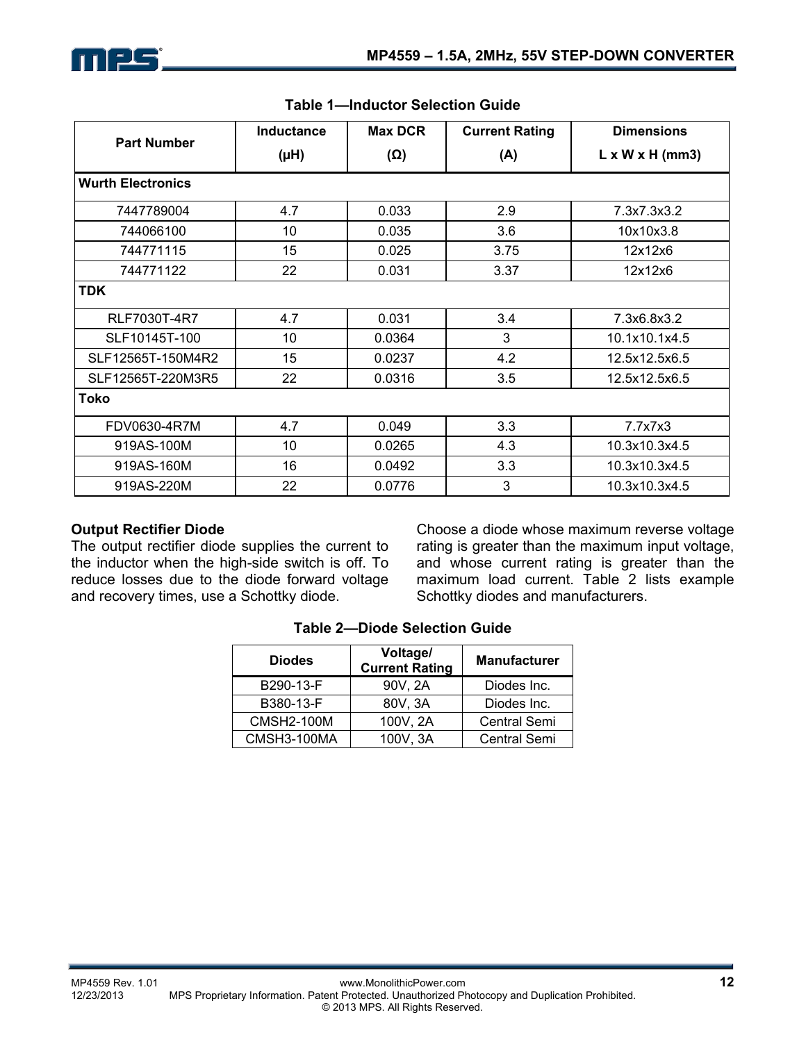**Table 1—Inductor Selection Guide**

| Part Number | Inductance (µH) | Max DCR (Ω) | Current Rating (A) | Dimensions L x W x H (mm3) |
|---|---|---|---|---|
| **Wurth Electronics** | | | | |
| 7447789004 | 4.7 | 0.033 | 2.9 | 7.3x7.3x3.2 |
| 744066100 | 10 | 0.035 | 3.6 | 10x10x3.8 |
| 744771115 | 15 | 0.025 | 3.75 | 12x12x6 |
| 744771122 | 22 | 0.031 | 3.37 | 12x12x6 |
| **TDK** | | | | |
| RLF7030T-4R7 | 4.7 | 0.031 | 3.4 | 7.3x6.8x3.2 |
| SLF10145T-100 | 10 | 0.0364 | 3 | 10.1x10.1x4.5 |
| SLF12565T-150M4R2 | 15 | 0.0237 | 4.2 | 12.5x12.5x6.5 |
| SLF12565T-220M3R5 | 22 | 0.0316 | 3.5 | 12.5x12.5x6.5 |
| **Toko** | | | | |
| FDV0630-4R7M | 4.7 | 0.049 | 3.3 | 7.7x7x3 |
| 919AS-100M | 10 | 0.0265 | 4.3 | 10.3x10.3x4.5 |
| 919AS-160M | 16 | 0.0492 | 3.3 | 10.3x10.3x4.5 |
| 919AS-220M | 22 | 0.0776 | 3 | 10.3x10.3x4.5 |

### Output Rectifier Diode

The output rectifier diode supplies the current to the inductor when the high-side switch is off. To reduce losses due to the diode forward voltage and recovery times, use a Schottky diode.

Choose a diode whose maximum reverse voltage rating is greater than the maximum input voltage, and whose current rating is greater than the maximum load current. Table 2 lists example Schottky diodes and manufacturers.

**Table 2—Diode Selection Guide**

| Diodes | Voltage/ Current Rating | Manufacturer |
|---|---|---|
| B290-13-F | 90V, 2A | Diodes Inc. |
| B380-13-F | 80V, 3A | Diodes Inc. |
| CMSH2-100M | 100V, 2A | Central Semi |
| CMSH3-100MA | 100V, 3A | Central Semi |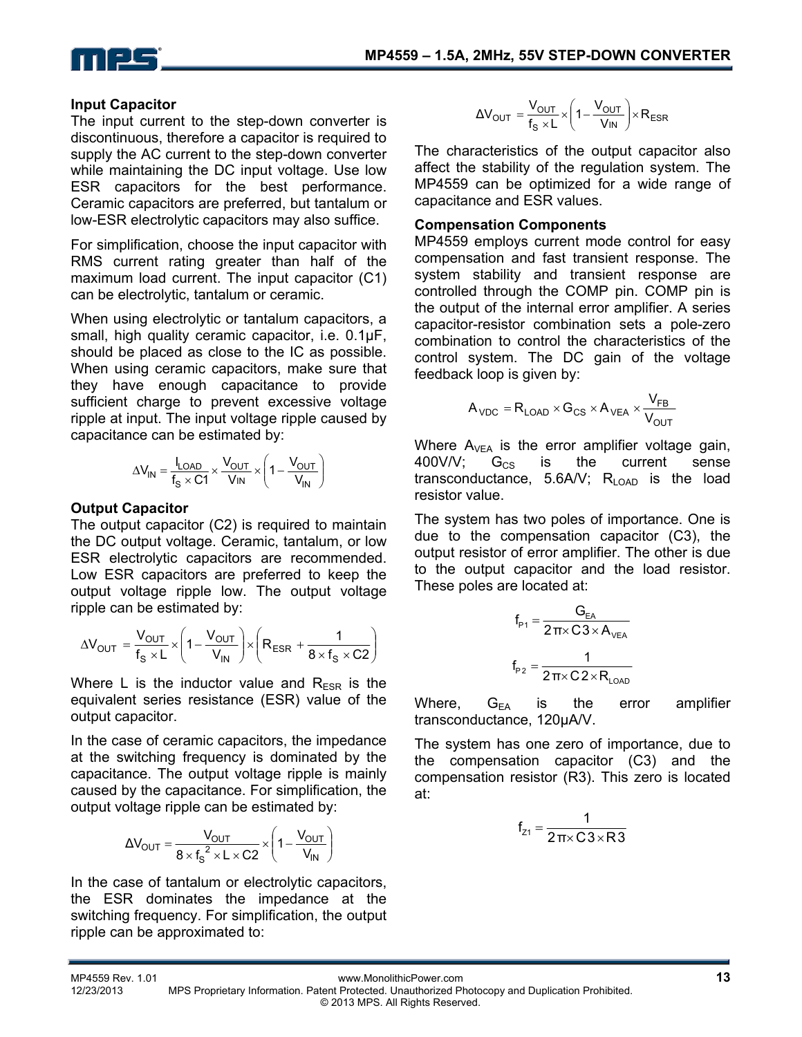### Input Capacitor

The input current to the step-down converter is discontinuous, therefore a capacitor is required to supply the AC current to the step-down converter while maintaining the DC input voltage. Use low ESR capacitors for the best performance. Ceramic capacitors are preferred, but tantalum or low-ESR electrolytic capacitors may also suffice.

For simplification, choose the input capacitor with RMS current rating greater than half of the maximum load current. The input capacitor (C1) can be electrolytic, tantalum or ceramic.

When using electrolytic or tantalum capacitors, a small, high quality ceramic capacitor, i.e. 0.1μF, should be placed as close to the IC as possible. When using ceramic capacitors, make sure that they have enough capacitance to provide sufficient charge to prevent excessive voltage ripple at input. The input voltage ripple caused by capacitance can be estimated by:

$$\Delta V_{IN} = \frac{I_{LOAD}}{f_S \times C1} \times \frac{V_{OUT}}{V_{IN}} \times \left(1 - \frac{V_{OUT}}{V_{IN}}\right)$$

### Output Capacitor

The output capacitor (C2) is required to maintain the DC output voltage. Ceramic, tantalum, or low ESR electrolytic capacitors are recommended. Low ESR capacitors are preferred to keep the output voltage ripple low. The output voltage ripple can be estimated by:

$$\Delta V_{OUT} = \frac{V_{OUT}}{f_S \times L} \times \left(1 - \frac{V_{OUT}}{V_{IN}}\right) \times \left(R_{ESR} + \frac{1}{8 \times f_S \times C2}\right)$$

Where L is the inductor value and $R_{ESR}$ is the equivalent series resistance (ESR) value of the output capacitor.

In the case of ceramic capacitors, the impedance at the switching frequency is dominated by the capacitance. The output voltage ripple is mainly caused by the capacitance. For simplification, the output voltage ripple can be estimated by:

$$\Delta V_{OUT} = \frac{V_{OUT}}{8 \times f_S^2 \times L \times C2} \times \left(1 - \frac{V_{OUT}}{V_{IN}}\right)$$

In the case of tantalum or electrolytic capacitors, the ESR dominates the impedance at the switching frequency. For simplification, the output ripple can be approximated to:

$$\Delta V_{OUT} = \frac{V_{OUT}}{f_S \times L} \times \left(1 - \frac{V_{OUT}}{V_{IN}}\right) \times R_{ESR}$$

The characteristics of the output capacitor also affect the stability of the regulation system. The MP4559 can be optimized for a wide range of capacitance and ESR values.

### Compensation Components

MP4559 employs current mode control for easy compensation and fast transient response. The system stability and transient response are controlled through the COMP pin. COMP pin is the output of the internal error amplifier. A series capacitor-resistor combination sets a pole-zero combination to control the characteristics of the control system. The DC gain of the voltage feedback loop is given by:

$$A_{VDC} = R_{LOAD} \times G_{CS} \times A_{VEA} \times \frac{V_{FB}}{V_{OUT}}$$

Where $A_{VEA}$ is the error amplifier voltage gain, 400V/V; $G_{CS}$ is the current sense transconductance, 5.6A/V; $R_{LOAD}$ is the load resistor value.

The system has two poles of importance. One is due to the compensation capacitor (C3), the output resistor of error amplifier. The other is due to the output capacitor and the load resistor. These poles are located at:

$$f_{P1} = \frac{G_{EA}}{2\pi \times C3 \times A_{VEA}}$$

$$f_{P2} = \frac{1}{2\pi \times C2 \times R_{LOAD}}$$

Where, $G_{EA}$ is the error amplifier transconductance, 120μA/V.

The system has one zero of importance, due to the compensation capacitor (C3) and the compensation resistor (R3). This zero is located at:

$$f_{Z1} = \frac{1}{2\pi \times C3 \times R3}$$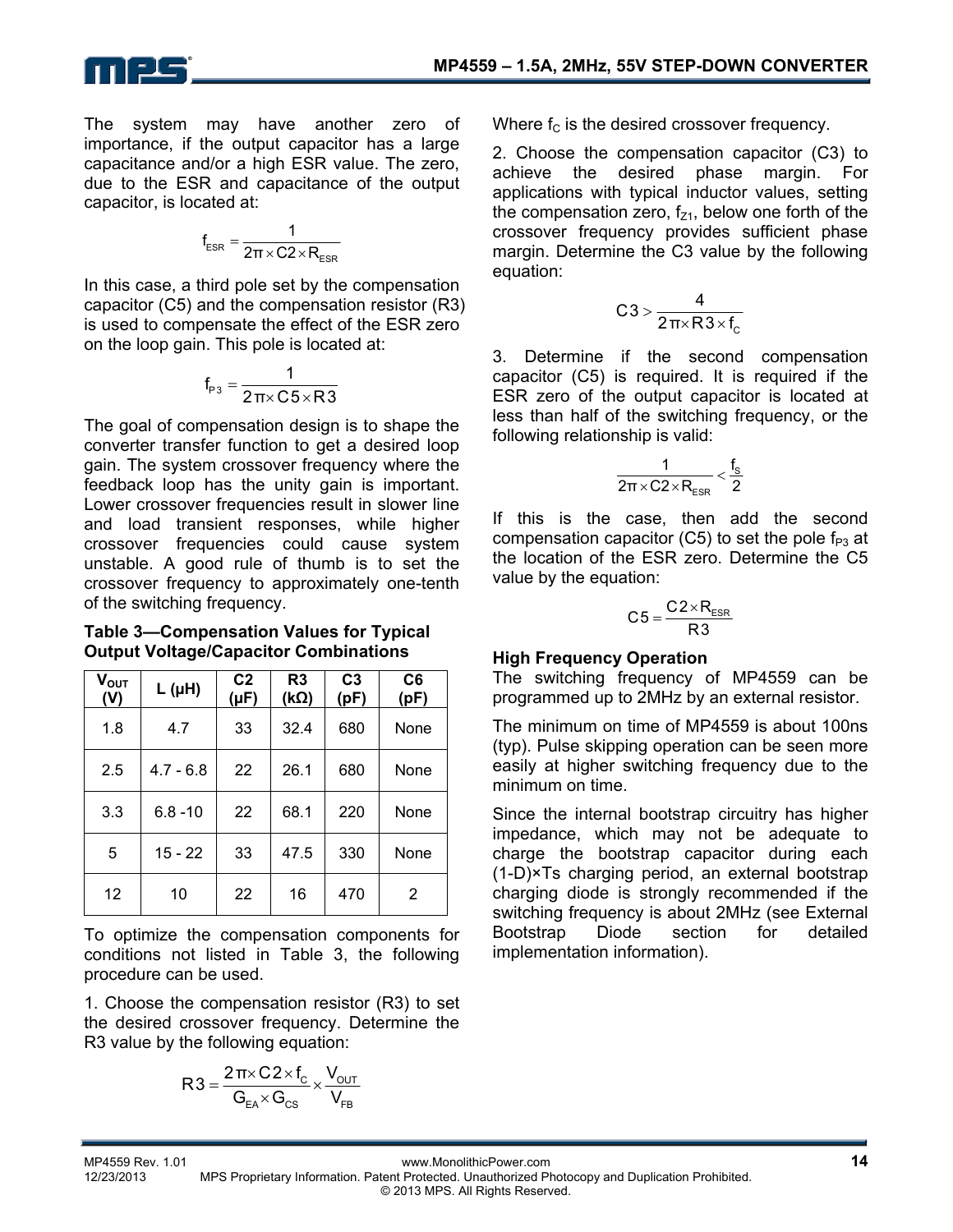The system may have another zero of importance, if the output capacitor has a large capacitance and/or a high ESR value. The zero, due to the ESR and capacitance of the output capacitor, is located at:

$$f_{ESR} = \frac{1}{2\pi \times C2 \times R_{ESR}}$$

In this case, a third pole set by the compensation capacitor (C5) and the compensation resistor (R3) is used to compensate the effect of the ESR zero on the loop gain. This pole is located at:

$$f_{P3} = \frac{1}{2\pi \times C5 \times R3}$$

The goal of compensation design is to shape the converter transfer function to get a desired loop gain. The system crossover frequency where the feedback loop has the unity gain is important. Lower crossover frequencies result in slower line and load transient responses, while higher crossover frequencies could cause system unstable. A good rule of thumb is to set the crossover frequency to approximately one-tenth of the switching frequency.

**Table 3—Compensation Values for Typical Output Voltage/Capacitor Combinations**

| $V_{OUT}$ (V) | L (μH) | C2 (μF) | R3 (kΩ) | C3 (pF) | C6 (pF) |
|---|---|---|---|---|---|
| 1.8 | 4.7 | 33 | 32.4 | 680 | None |
| 2.5 | 4.7 - 6.8 | 22 | 26.1 | 680 | None |
| 3.3 | 6.8 -10 | 22 | 68.1 | 220 | None |
| 5 | 15 - 22 | 33 | 47.5 | 330 | None |
| 12 | 10 | 22 | 16 | 470 | 2 |

To optimize the compensation components for conditions not listed in Table 3, the following procedure can be used.

1. Choose the compensation resistor (R3) to set the desired crossover frequency. Determine the R3 value by the following equation:

$$R3 = \frac{2\pi \times C2 \times f_C}{G_{EA} \times G_{CS}} \times \frac{V_{OUT}}{V_{FB}}$$

Where $f_C$ is the desired crossover frequency.

2. Choose the compensation capacitor (C3) to achieve the desired phase margin. For applications with typical inductor values, setting the compensation zero, $f_{Z1}$, below one forth of the crossover frequency provides sufficient phase margin. Determine the C3 value by the following equation:

$$C3 > \frac{4}{2\pi \times R3 \times f_C}$$

3. Determine if the second compensation capacitor (C5) is required. It is required if the ESR zero of the output capacitor is located at less than half of the switching frequency, or the following relationship is valid:

$$\frac{1}{2\pi \times C2 \times R_{ESR}} < \frac{f_S}{2}$$

If this is the case, then add the second compensation capacitor (C5) to set the pole $f_{P3}$ at the location of the ESR zero. Determine the C5 value by the equation:

$$C5 = \frac{C2 \times R_{ESR}}{R3}$$

### High Frequency Operation

The switching frequency of MP4559 can be programmed up to 2MHz by an external resistor.

The minimum on time of MP4559 is about 100ns (typ). Pulse skipping operation can be seen more easily at higher switching frequency due to the minimum on time.

Since the internal bootstrap circuitry has higher impedance, which may not be adequate to charge the bootstrap capacitor during each (1-D)×Ts charging period, an external bootstrap charging diode is strongly recommended if the switching frequency is about 2MHz (see External Bootstrap Diode section for detailed implementation information).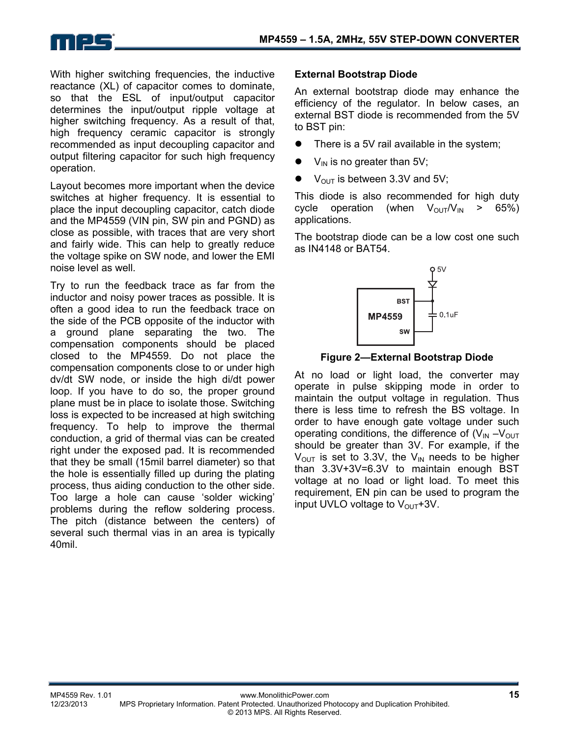With higher switching frequencies, the inductive reactance (XL) of capacitor comes to dominate, so that the ESL of input/output capacitor determines the input/output ripple voltage at higher switching frequency. As a result of that, high frequency ceramic capacitor is strongly recommended as input decoupling capacitor and output filtering capacitor for such high frequency operation.

Layout becomes more important when the device switches at higher frequency. It is essential to place the input decoupling capacitor, catch diode and the MP4559 (VIN pin, SW pin and PGND) as close as possible, with traces that are very short and fairly wide. This can help to greatly reduce the voltage spike on SW node, and lower the EMI noise level as well.

Try to run the feedback trace as far from the inductor and noisy power traces as possible. It is often a good idea to run the feedback trace on the side of the PCB opposite of the inductor with a ground plane separating the two. The compensation components should be placed closed to the MP4559. Do not place the compensation components close to or under high dv/dt SW node, or inside the high di/dt power loop. If you have to do so, the proper ground plane must be in place to isolate those. Switching loss is expected to be increased at high switching frequency. To help to improve the thermal conduction, a grid of thermal vias can be created right under the exposed pad. It is recommended that they be small (15mil barrel diameter) so that the hole is essentially filled up during the plating process, thus aiding conduction to the other side. Too large a hole can cause 'solder wicking' problems during the reflow soldering process. The pitch (distance between the centers) of several such thermal vias in an area is typically 40mil.

### External Bootstrap Diode

An external bootstrap diode may enhance the efficiency of the regulator. In below cases, an external BST diode is recommended from the 5V to BST pin:

- There is a 5V rail available in the system;
- $V_{IN}$ is no greater than 5V;
- $V_{OUT}$ is between 3.3V and 5V;

This diode is also recommended for high duty cycle operation (when $V_{OUT}/V_{IN}$ > 65%) applications.

The bootstrap diode can be a low cost one such as IN4148 or BAT54.

**Figure 2—External Bootstrap Diode**

At no load or light load, the converter may operate in pulse skipping mode in order to maintain the output voltage in regulation. Thus there is less time to refresh the BS voltage. In order to have enough gate voltage under such operating conditions, the difference of ($V_{IN}$ –$V_{OUT}$ should be greater than 3V. For example, if the $V_{OUT}$ is set to 3.3V, the $V_{IN}$ needs to be higher than 3.3V+3V=6.3V to maintain enough BST voltage at no load or light load. To meet this requirement, EN pin can be used to program the input UVLO voltage to $V_{OUT}$+3V.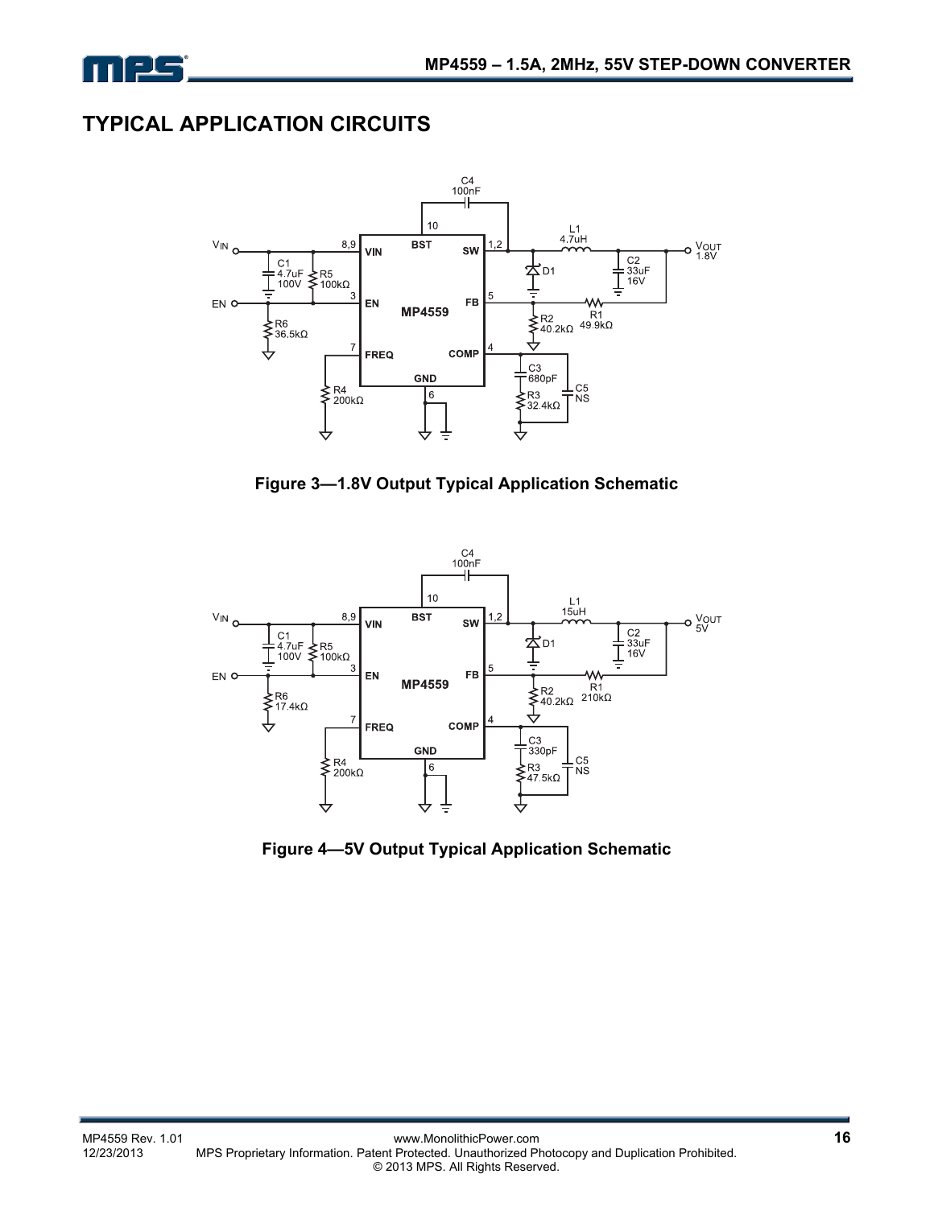## TYPICAL APPLICATION CIRCUITS

**Figure 3—1.8V Output Typical Application Schematic**

**Figure 4—5V Output Typical Application Schematic**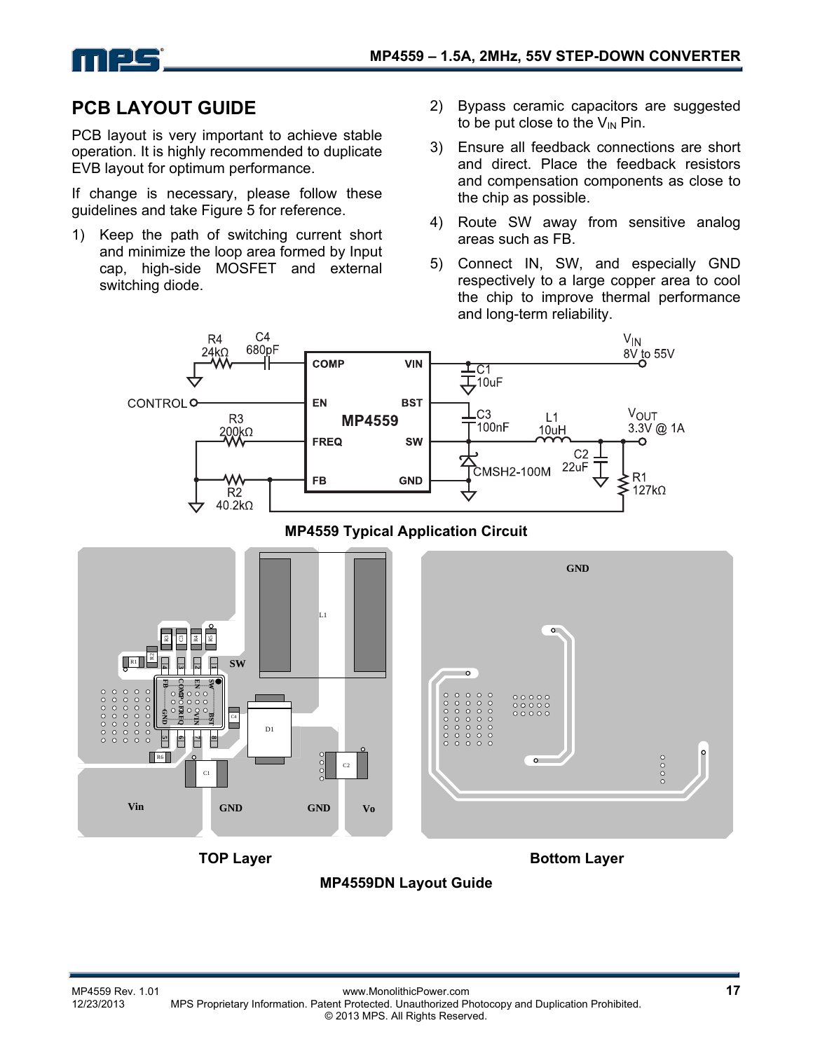## PCB LAYOUT GUIDE

PCB layout is very important to achieve stable operation. It is highly recommended to duplicate EVB layout for optimum performance.

If change is necessary, please follow these guidelines and take Figure 5 for reference.

1) Keep the path of switching current short and minimize the loop area formed by Input cap, high-side MOSFET and external switching diode.
2) Bypass ceramic capacitors are suggested to be put close to the $V_{IN}$ Pin.
3) Ensure all feedback connections are short and direct. Place the feedback resistors and compensation components as close to the chip as possible.
4) Route SW away from sensitive analog areas such as FB.
5) Connect IN, SW, and especially GND respectively to a large copper area to cool the chip to improve thermal performance and long-term reliability.

**MP4559 Typical Application Circuit**

TOP Layer

Bottom Layer

**MP4559DN Layout Guide**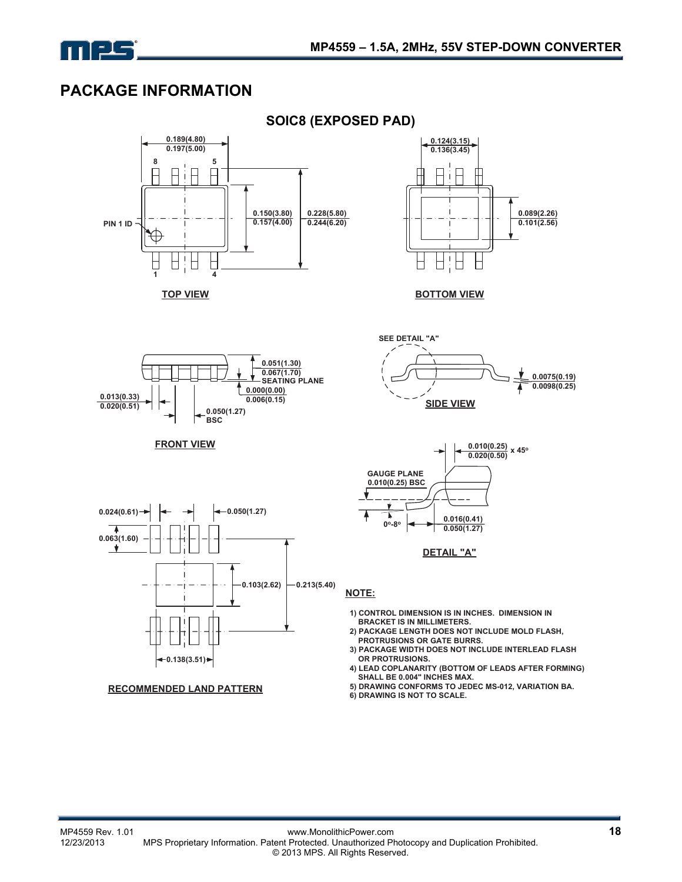# PACKAGE INFORMATION

## SOIC8 (EXPOSED PAD)

TOP VIEW

0.189(4.80)
0.197(5.00)

8 5

PIN 1 ID

1 4

0.150(3.80)
0.157(4.00)

0.228(5.80)
0.244(6.20)

BOTTOM VIEW

0.124(3.15)
0.136(3.45)

0.089(2.26)
0.101(2.56)

FRONT VIEW

0.051(1.30)
0.067(1.70)
SEATING PLANE

0.000(0.00)
0.006(0.15)

0.013(0.33)
0.020(0.51)

0.050(1.27)
BSC

SIDE VIEW

SEE DETAIL "A"

0.0075(0.19)
0.0098(0.25)

DETAIL "A"

0.010(0.25)
0.020(0.50) x 45°

GAUGE PLANE
0.010(0.25) BSC

0°-8°

0.016(0.41)
0.050(1.27)

RECOMMENDED LAND PATTERN

0.024(0.61)

0.050(1.27)

0.063(1.60)

0.103(2.62)

0.213(5.40)

0.138(3.51)

**NOTE:**

1) CONTROL DIMENSION IS IN INCHES. DIMENSION IN BRACKET IS IN MILLIMETERS.
2) PACKAGE LENGTH DOES NOT INCLUDE MOLD FLASH, PROTRUSIONS OR GATE BURRS.
3) PACKAGE WIDTH DOES NOT INCLUDE INTERLEAD FLASH OR PROTRUSIONS.
4) LEAD COPLANARITY (BOTTOM OF LEADS AFTER FORMING) SHALL BE 0.004" INCHES MAX.
5) DRAWING CONFORMS TO JEDEC MS-012, VARIATION BA.
6) DRAWING IS NOT TO SCALE.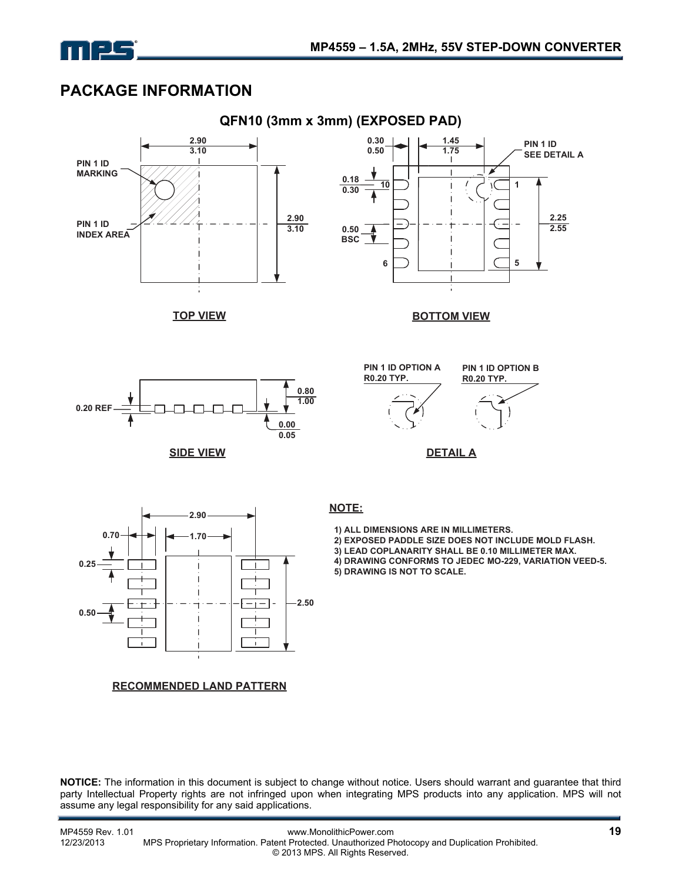# PACKAGE INFORMATION

## QFN10 (3mm x 3mm) (EXPOSED PAD)

2.90
3.10

PIN 1 ID
MARKING

PIN 1 ID
INDEX AREA

2.90
3.10

**TOP VIEW**

0.30
0.50

1.45
1.75

PIN 1 ID
SEE DETAIL A

0.18
0.30

10

1

2.25
2.55

0.50
BSC

6

5

**BOTTOM VIEW**

0.20 REF

0.80
1.00

0.00
0.05

**SIDE VIEW**

PIN 1 ID OPTION A
R0.20 TYP.

PIN 1 ID OPTION B
R0.20 TYP.

**DETAIL A**

2.90

0.70

1.70

0.25

0.50

2.50

**RECOMMENDED LAND PATTERN**

**NOTE:**

1) ALL DIMENSIONS ARE IN MILLIMETERS.
2) EXPOSED PADDLE SIZE DOES NOT INCLUDE MOLD FLASH.
3) LEAD COPLANARITY SHALL BE 0.10 MILLIMETER MAX.
4) DRAWING CONFORMS TO JEDEC MO-229, VARIATION VEED-5.
5) DRAWING IS NOT TO SCALE.

**NOTICE:** The information in this document is subject to change without notice. Users should warrant and guarantee that third party Intellectual Property rights are not infringed upon when integrating MPS products into any application. MPS will not assume any legal responsibility for any said applications.